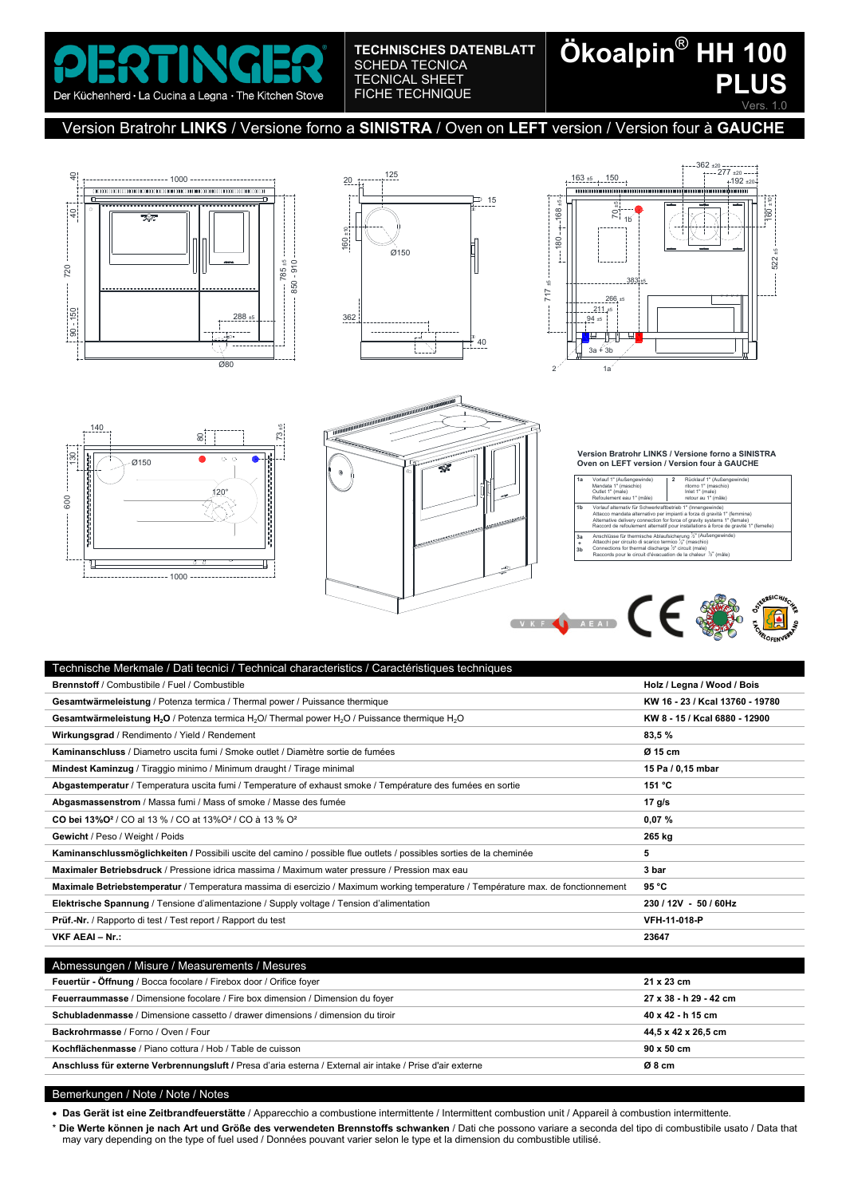# PERTINGER

Der Küchenherd · La Cucina a Legna · The Kitchen Stove

**TECHNISCHES DATENBLATT**
SCHEDA TECNICA
TECNICAL SHEET
FICHE TECHNIQUE

# Ökoalpin® HH 100 PLUS

Vers. 1.0

## Version Bratrohr **LINKS** / Versione forno a **SINISTRA** / Oven on **LEFT** version / Version four à **GAUCHE**

**Version Bratrohr LINKS / Versione forno a SINISTRA**
**Oven on LEFT version / Version four à GAUCHE**

| | | | |
|---|---|---|---|
| 1a | Vorlauf 1" (Außengewinde)<br>Mandata 1" (maschio)<br>Outlet 1" (male)<br>Refoulement eau 1" (mâle) | 2 | Rücklauf 1" (Außengewinde)<br>ritorno 1" (maschio)<br>Inlet 1" (male)<br>retour au 1" (mâle) |
| 1b | Vorlauf alternativ für Schwerkraftbetrieb 1" (Innengewinde)<br>Attacco mandata alternativo per impianti a forza di gravità 1" (femmina)<br>Alternative delivery connection for force of gravity systems 1" (female)<br>Raccord de refoulement alternatif pour installations à force de gravité 1" (femelle) | | |
| 3a + 3b | Anschlüsse für thermische Ablaufsicherung ½" (Außengewinde)<br>Attacchi per circuito di scarico termico ½" (maschio)<br>Connections for thermal discharge ½" circuit (male)<br>Raccords pour le circuit d'évacuation de la chaleur ½" (mâle) | | |

## Technische Merkmale / Dati tecnici / Technical characteristics / Caractéristiques techniques

| | |
|---|---|
| **Brennstoff** / Combustibile / Fuel / Combustible | **Holz / Legna / Wood / Bois** |
| **Gesamtwärmeleistung** / Potenza termica / Thermal power / Puissance thermique | **KW 16 - 23 / Kcal 13760 - 19780** |
| **Gesamtwärmeleistung $H_2O$** / Potenza termica $H_2O$/ Thermal power $H_2O$ / Puissance thermique $H_2O$ | **KW 8 - 15 / Kcal 6880 - 12900** |
| **Wirkungsgrad** / Rendimento / Yield / Rendement | **83,5 %** |
| **Kaminanschluss** / Diametro uscita fumi / Smoke outlet / Diamètre sortie de fumées | **Ø 15 cm** |
| **Mindest Kaminzug** / Tiraggio minimo / Minimum draught / Tirage minimal | **15 Pa / 0,15 mbar** |
| **Abgastemperatur** / Temperatura uscita fumi / Temperature of exhaust smoke / Température des fumées en sortie | **151 °C** |
| **Abgasmassenstrom** / Massa fumi / Mass of smoke / Masse des fumée | **17 g/s** |
| **CO bei 13%O²** / CO al 13 % / CO at 13%O² / CO à 13 % O² | **0,07 %** |
| **Gewicht** / Peso / Weight / Poids | **265 kg** |
| **Kaminanschlussmöglichkeiten /** Possibili uscite del camino / possible flue outlets / possibles sorties de la cheminée | **5** |
| **Maximaler Betriebsdruck** / Pressione idrica massima / Maximum water pressure / Pression max eau | **3 bar** |
| **Maximale Betriebstemperatur** / Temperatura massima di esercizio / Maximum working temperature / Température max. de fonctionnement | **95 °C** |
| **Elektrische Spannung** / Tensione d'alimentazione / Supply voltage / Tension d'alimentation | **230 / 12V - 50 / 60Hz** |
| **Prüf.-Nr.** / Rapporto di test / Test report / Rapport du test | **VFH-11-018-P** |
| **VKF AEAI – Nr.:** | **23647** |

## Abmessungen / Misure / Measurements / Mesures

| | |
|---|---|
| **Feuertür - Öffnung** / Bocca focolare / Firebox door / Orifice foyer | **21 x 23 cm** |
| **Feuerraummasse** / Dimensione focolare / Fire box dimension / Dimension du foyer | **27 x 38 - h 29 - 42 cm** |
| **Schubladenmasse** / Dimensione cassetto / drawer dimensions / dimension du tiroir | **40 x 42 - h 15 cm** |
| **Backrohrmasse** / Forno / Oven / Four | **44,5 x 42 x 26,5 cm** |
| **Kochflächenmasse** / Piano cottura / Hob / Table de cuisson | **90 x 50 cm** |
| **Anschluss für externe Verbrennungsluft** / Presa d'aria esterna / External air intake / Prise d'air externe | **Ø 8 cm** |

## Bemerkungen / Note / Note / Notes

- **Das Gerät ist eine Zeitbrandfeuerstätte** / Apparecchio a combustione intermittente / Intermittent combustion unit / Appareil à combustion intermittente.

* **Die Werte können je nach Art und Größe des verwendeten Brennstoffs schwanken** / Dati che possono variare a seconda del tipo di combustibile usato / Data that may vary depending on the type of fuel used / Données pouvant varier selon le type et la dimension du combustible utilisé.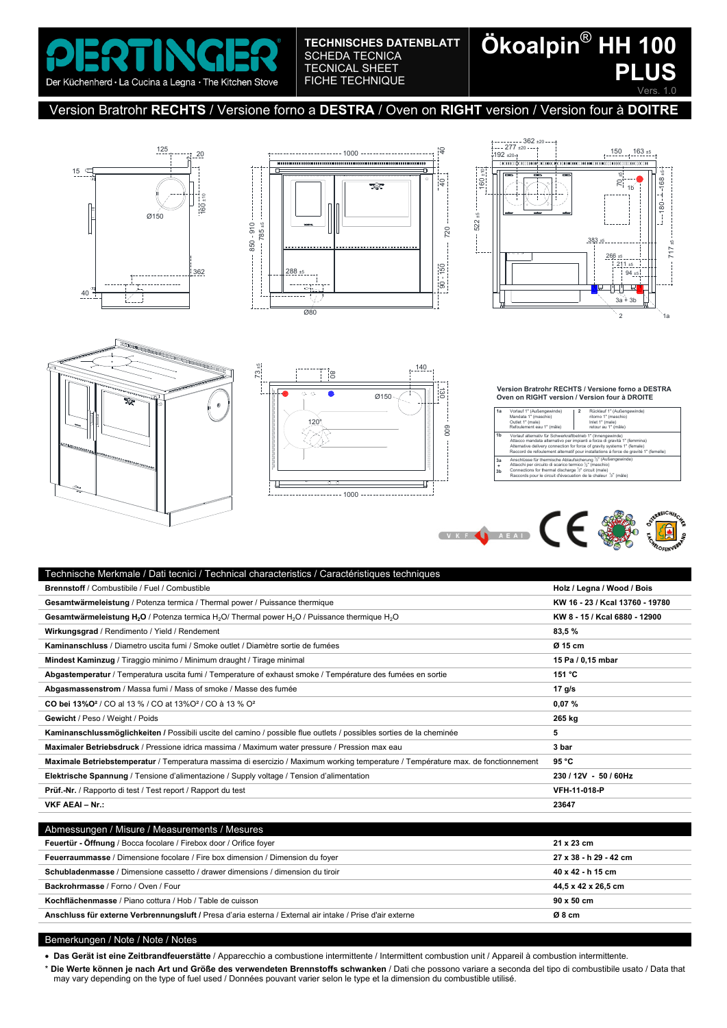# PERTINGER

Der Küchenherd · La Cucina a Legna · The Kitchen Stove

**TECHNISCHES DATENBLATT**
SCHEDA TECNICA
TECNICAL SHEET
FICHE TECHNIQUE

# Ökoalpin® HH 100 PLUS

Vers. 1.0

## Version Bratrohr **RECHTS** / Versione forno a **DESTRA** / Oven on **RIGHT** version / Version four à **DOITRE**

**Version Bratrohr RECHTS / Versione forno a DESTRA**
**Oven on RIGHT version / Version four à DROITE**

| | | | |
|---|---|---|---|
| 1a | Vorlauf 1" (Außengewinde)<br>Mandata 1" (maschio)<br>Outlet 1" (male)<br>Refoulement eau 1" (mâle) | 2 | Rücklauf 1" (Außengewinde)<br>ritorno 1" (maschio)<br>Inlet 1" (male)<br>retour au 1" (mâle) |
| 1b | Vorlauf alternativ für Schwerkraftbetrieb 1" (Innengewinde)<br>Attacco mandata alternativo per impianti a forza di gravità 1" (femmina)<br>Alternative delivery connection for force of gravity systems 1" (female)<br>Raccord de refoulement alternatif pour installations à force de gravité 1" (femelle) | | |
| 3a + 3b | Anschlüsse für thermische Ablaufsicherung ½" (Außengewinde)<br>Attacchi per circuito di scarico termico ½" (maschio)<br>Connections for thermal discharge ½" circuit (male)<br>Raccords pour le circuit d'évacuation de la chaleur ½" (mâle) | | |

## Technische Merkmale / Dati tecnici / Technical characteristics / Caractéristiques techniques

| | |
|---|---|
| **Brennstoff** / Combustibile / Fuel / Combustible | **Holz / Legna / Wood / Bois** |
| **Gesamtwärmeleistung** / Potenza termica / Thermal power / Puissance thermique | **KW 16 - 23 / Kcal 13760 - 19780** |
| **Gesamtwärmeleistung $H_2O$** / Potenza termica $H_2O$/ Thermal power $H_2O$ / Puissance thermique $H_2O$ | **KW 8 - 15 / Kcal 6880 - 12900** |
| **Wirkungsgrad** / Rendimento / Yield / Rendement | **83,5 %** |
| **Kaminanschluss** / Diametro uscita fumi / Smoke outlet / Diamètre sortie de fumées | **Ø 15 cm** |
| **Mindest Kaminzug** / Tiraggio minimo / Minimum draught / Tirage minimal | **15 Pa / 0,15 mbar** |
| **Abgastemperatur** / Temperatura uscita fumi / Temperature of exhaust smoke / Température des fumées en sortie | **151 °C** |
| **Abgasmassenstrom** / Massa fumi / Mass of smoke / Masse des fumée | **17 g/s** |
| **CO bei 13%O²** / CO al 13 % / CO at 13%O² / CO à 13 % O² | **0,07 %** |
| **Gewicht** / Peso / Weight / Poids | **265 kg** |
| **Kaminanschlussmöglichkeiten** / Possibili uscite del camino / possible flue outlets / possibles sorties de la cheminée | **5** |
| **Maximaler Betriebsdruck** / Pressione idrica massima / Maximum water pressure / Pression max eau | **3 bar** |
| **Maximale Betriebstemperatur** / Temperatura massima di esercizio / Maximum working temperature / Température max. de fonctionnement | **95 °C** |
| **Elektrische Spannung** / Tensione d'alimentazione / Supply voltage / Tension d'alimentation | **230 / 12V - 50 / 60Hz** |
| **Prüf.-Nr.** / Rapporto di test / Test report / Rapport du test | **VFH-11-018-P** |
| **VKF AEAI – Nr.:** | **23647** |

## Abmessungen / Misure / Measurements / Mesures

| | |
|---|---|
| **Feuertür - Öffnung** / Bocca focolare / Firebox door / Orifice foyer | **21 x 23 cm** |
| **Feuerraummasse** / Dimensione focolare / Fire box dimension / Dimension du foyer | **27 x 38 - h 29 - 42 cm** |
| **Schubladenmasse** / Dimensione cassetto / drawer dimensions / dimension du tiroir | **40 x 42 - h 15 cm** |
| **Backrohrmasse** / Forno / Oven / Four | **44,5 x 42 x 26,5 cm** |
| **Kochflächenmasse** / Piano cottura / Hob / Table de cuisson | **90 x 50 cm** |
| **Anschluss für externe Verbrennungsluft** / Presa d'aria esterna / External air intake / Prise d'air externe | **Ø 8 cm** |

## Bemerkungen / Note / Note / Notes

- **Das Gerät ist eine Zeitbrandfeuerstätte** / Apparecchio a combustione intermittente / Intermittent combustion unit / Appareil à combustion intermittente.

\* **Die Werte können je nach Art und Größe des verwendeten Brennstoffs schwanken** / Dati che possono variare a seconda del tipo di combustibile usato / Data that may vary depending on the type of fuel used / Données pouvant varier selon le type et la dimension du combustible utilisé.